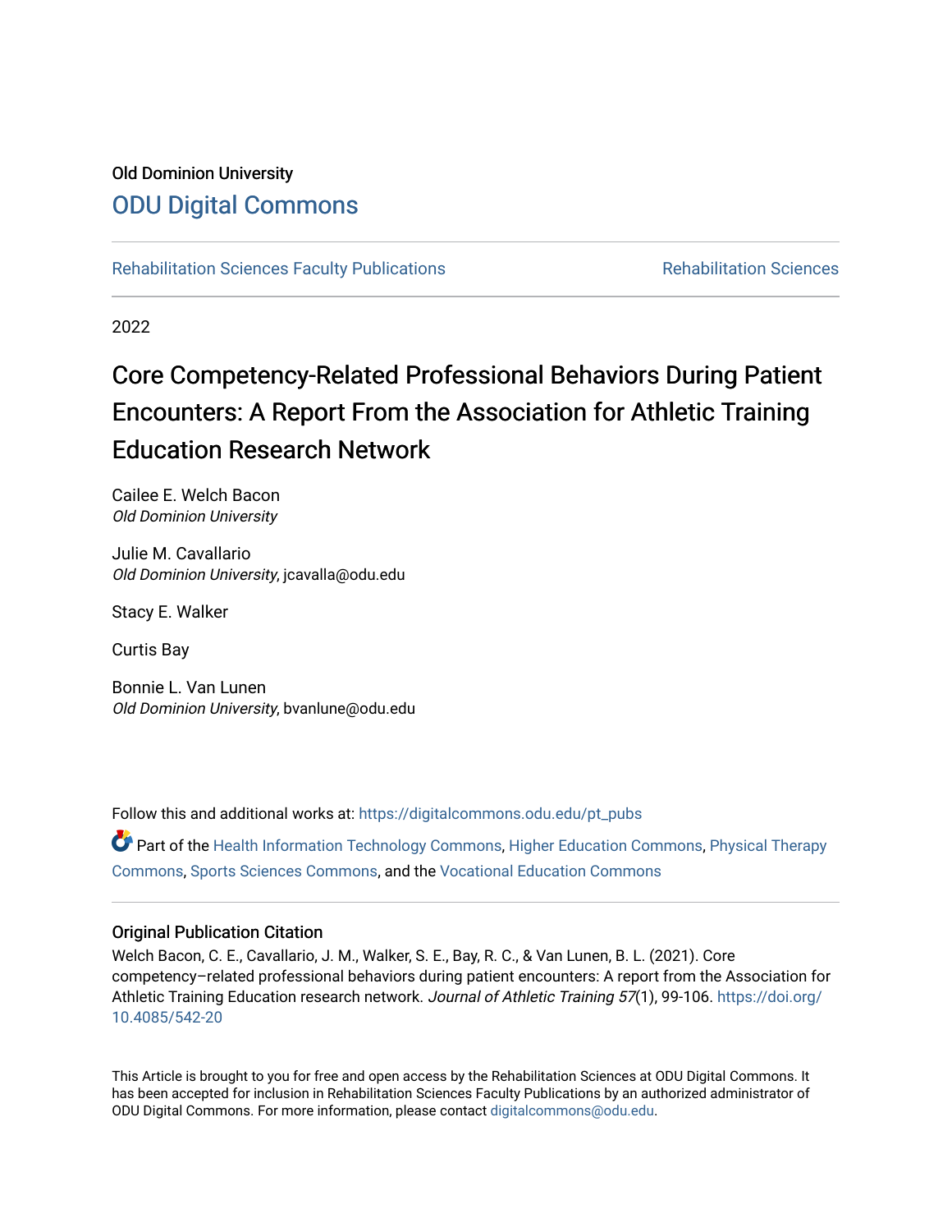Old Dominion University

# ODU Digital Commons

Rehabilitation Sciences Faculty Publications

Rehabilitation Sciences

2022

# Core Competency-Related Professional Behaviors During Patient Encounters: A Report From the Association for Athletic Training Education Research Network

Cailee E. Welch Bacon
*Old Dominion University*

Julie M. Cavallario
*Old Dominion University*, jcavalla@odu.edu

Stacy E. Walker

Curtis Bay

Bonnie L. Van Lunen
*Old Dominion University*, bvanlune@odu.edu

Follow this and additional works at: https://digitalcommons.odu.edu/pt_pubs

Part of the Health Information Technology Commons, Higher Education Commons, Physical Therapy Commons, Sports Sciences Commons, and the Vocational Education Commons

## Original Publication Citation

Welch Bacon, C. E., Cavallario, J. M., Walker, S. E., Bay, R. C., & Van Lunen, B. L. (2021). Core competency–related professional behaviors during patient encounters: A report from the Association for Athletic Training Education research network. *Journal of Athletic Training 57*(1), 99-106. https://doi.org/10.4085/542-20

This Article is brought to you for free and open access by the Rehabilitation Sciences at ODU Digital Commons. It has been accepted for inclusion in Rehabilitation Sciences Faculty Publications by an authorized administrator of ODU Digital Commons. For more information, please contact digitalcommons@odu.edu.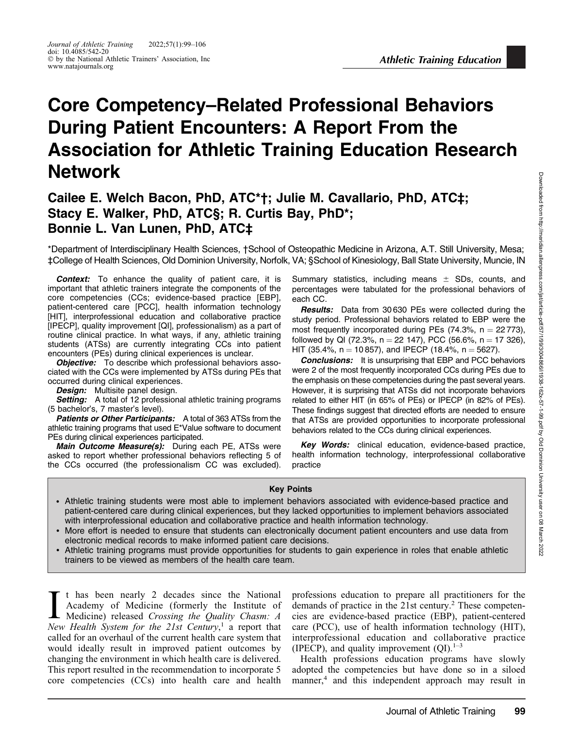# Core Competency–Related Professional Behaviors During Patient Encounters: A Report From the Association for Athletic Training Education Research Network

**Cailee E. Welch Bacon, PhD, ATC\*†; Julie M. Cavallario, PhD, ATC‡; Stacy E. Walker, PhD, ATC§; R. Curtis Bay, PhD\*; Bonnie L. Van Lunen, PhD, ATC‡**

\*Department of Interdisciplinary Health Sciences, †School of Osteopathic Medicine in Arizona, A.T. Still University, Mesa; ‡College of Health Sciences, Old Dominion University, Norfolk, VA; §School of Kinesiology, Ball State University, Muncie, IN

***Context:*** To enhance the quality of patient care, it is important that athletic trainers integrate the components of the core competencies (CCs; evidence-based practice [EBP], patient-centered care [PCC], health information technology [HIT], interprofessional education and collaborative practice [IPECP], quality improvement [QI], professionalism) as a part of routine clinical practice. In what ways, if any, athletic training students (ATSs) are currently integrating CCs into patient encounters (PEs) during clinical experiences is unclear.

***Objective:*** To describe which professional behaviors associated with the CCs were implemented by ATSs during PEs that occurred during clinical experiences.

***Design:*** Multisite panel design.

***Setting:*** A total of 12 professional athletic training programs (5 bachelor's, 7 master's level).

***Patients or Other Participants:*** A total of 363 ATSs from the athletic training programs that used E\*Value software to document PEs during clinical experiences participated.

***Main Outcome Measure(s):*** During each PE, ATSs were asked to report whether professional behaviors reflecting 5 of the CCs occurred (the professionalism CC was excluded). Summary statistics, including means ± SDs, counts, and percentages were tabulated for the professional behaviors of each CC.

***Results:*** Data from 30 630 PEs were collected during the study period. Professional behaviors related to EBP were the most frequently incorporated during PEs (74.3%, n = 22 773), followed by QI (72.3%, n = 22 147), PCC (56.6%, n = 17 326), HIT (35.4%, n = 10 857), and IPECP (18.4%, n = 5627).

***Conclusions:*** It is unsurprising that EBP and PCC behaviors were 2 of the most frequently incorporated CCs during PEs due to the emphasis on these competencies during the past several years. However, it is surprising that ATSs did not incorporate behaviors related to either HIT (in 65% of PEs) or IPECP (in 82% of PEs). These findings suggest that directed efforts are needed to ensure that ATSs are provided opportunities to incorporate professional behaviors related to the CCs during clinical experiences.

***Key Words:*** clinical education, evidence-based practice, health information technology, interprofessional collaborative practice

**Key Points**

- Athletic training students were most able to implement behaviors associated with evidence-based practice and patient-centered care during clinical experiences, but they lacked opportunities to implement behaviors associated with interprofessional education and collaborative practice and health information technology.
- More effort is needed to ensure that students can electronically document patient encounters and use data from electronic medical records to make informed patient care decisions.
- Athletic training programs must provide opportunities for students to gain experience in roles that enable athletic trainers to be viewed as members of the health care team.

It has been nearly 2 decades since the National Academy of Medicine (formerly the Institute of Medicine) released *Crossing the Quality Chasm: A New Health System for the 21st Century*,[1] a report that called for an overhaul of the current health care system that would ideally result in improved patient outcomes by changing the environment in which health care is delivered. This report resulted in the recommendation to incorporate 5 core competencies (CCs) into health care and health professions education to prepare all practitioners for the demands of practice in the 21st century.[2] These competencies are evidence-based practice (EBP), patient-centered care (PCC), use of health information technology (HIT), interprofessional education and collaborative practice (IPECP), and quality improvement (QI).[1–3]

Health professions education programs have slowly adopted the competencies but have done so in a siloed manner,[4] and this independent approach may result in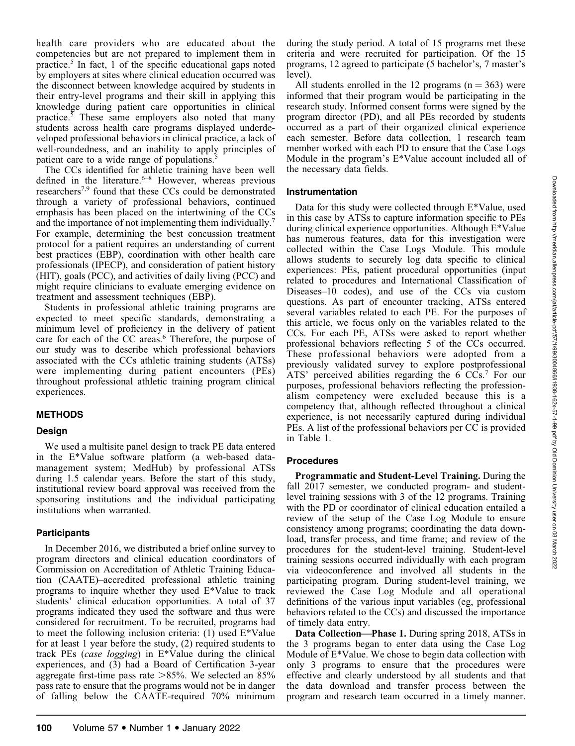health care providers who are educated about the competencies but are not prepared to implement them in practice.[5] In fact, 1 of the specific educational gaps noted by employers at sites where clinical education occurred was the disconnect between knowledge acquired by students in their entry-level programs and their skill in applying this knowledge during patient care opportunities in clinical practice.[5] These same employers also noted that many students across health care programs displayed underdeveloped professional behaviors in clinical practice, a lack of well-roundedness, and an inability to apply principles of patient care to a wide range of populations.[5]

The CCs identified for athletic training have been well defined in the literature.[6–8] However, whereas previous researchers[7,9] found that these CCs could be demonstrated through a variety of professional behaviors, continued emphasis has been placed on the intertwining of the CCs and the importance of not implementing them individually.[7] For example, determining the best concussion treatment protocol for a patient requires an understanding of current best practices (EBP), coordination with other health care professionals (IPECP), and consideration of patient history (HIT), goals (PCC), and activities of daily living (PCC) and might require clinicians to evaluate emerging evidence on treatment and assessment techniques (EBP).

Students in professional athletic training programs are expected to meet specific standards, demonstrating a minimum level of proficiency in the delivery of patient care for each of the CC areas.[6] Therefore, the purpose of our study was to describe which professional behaviors associated with the CCs athletic training students (ATSs) were implementing during patient encounters (PEs) throughout professional athletic training program clinical experiences.

## METHODS

### Design

We used a multisite panel design to track PE data entered in the E*Value software platform (a web-based data-management system; MedHub) by professional ATSs during 1.5 calendar years. Before the start of this study, institutional review board approval was received from the sponsoring institutions and the individual participating institutions when warranted.

### Participants

In December 2016, we distributed a brief online survey to program directors and clinical education coordinators of Commission on Accreditation of Athletic Training Education (CAATE)–accredited professional athletic training programs to inquire whether they used E*Value to track students' clinical education opportunities. A total of 37 programs indicated they used the software and thus were considered for recruitment. To be recruited, programs had to meet the following inclusion criteria: (1) used E*Value for at least 1 year before the study, (2) required students to track PEs (*case logging*) in E*Value during the clinical experiences, and (3) had a Board of Certification 3-year aggregate first-time pass rate >85%. We selected an 85% pass rate to ensure that the programs would not be in danger of falling below the CAATE-required 70% minimum during the study period. A total of 15 programs met these criteria and were recruited for participation. Of the 15 programs, 12 agreed to participate (5 bachelor's, 7 master's level).

All students enrolled in the 12 programs (n = 363) were informed that their program would be participating in the research study. Informed consent forms were signed by the program director (PD), and all PEs recorded by students occurred as a part of their organized clinical experience each semester. Before data collection, 1 research team member worked with each PD to ensure that the Case Logs Module in the program's E*Value account included all of the necessary data fields.

### Instrumentation

Data for this study were collected through E*Value, used in this case by ATSs to capture information specific to PEs during clinical experience opportunities. Although E*Value has numerous features, data for this investigation were collected within the Case Logs Module. This module allows students to securely log data specific to clinical experiences: PEs, patient procedural opportunities (input related to procedures and International Classification of Diseases–10 codes), and use of the CCs via custom questions. As part of encounter tracking, ATSs entered several variables related to each PE. For the purposes of this article, we focus only on the variables related to the CCs. For each PE, ATSs were asked to report whether professional behaviors reflecting 5 of the CCs occurred. These professional behaviors were adopted from a previously validated survey to explore postprofessional ATS' perceived abilities regarding the 6 CCs.[7] For our purposes, professional behaviors reflecting the professionalism competency were excluded because this is a competency that, although reflected throughout a clinical experience, is not necessarily captured during individual PEs. A list of the professional behaviors per CC is provided in Table 1.

### Procedures

**Programmatic and Student-Level Training.** During the fall 2017 semester, we conducted program- and student-level training sessions with 3 of the 12 programs. Training with the PD or coordinator of clinical education entailed a review of the setup of the Case Log Module to ensure consistency among programs; coordinating the data download, transfer process, and time frame; and review of the procedures for the student-level training. Student-level training sessions occurred individually with each program via videoconference and involved all students in the participating program. During student-level training, we reviewed the Case Log Module and all operational definitions of the various input variables (eg, professional behaviors related to the CCs) and discussed the importance of timely data entry.

**Data Collection—Phase 1.** During spring 2018, ATSs in the 3 programs began to enter data using the Case Log Module of E*Value. We chose to begin data collection with only 3 programs to ensure that the procedures were effective and clearly understood by all students and that the data download and transfer process between the program and research team occurred in a timely manner.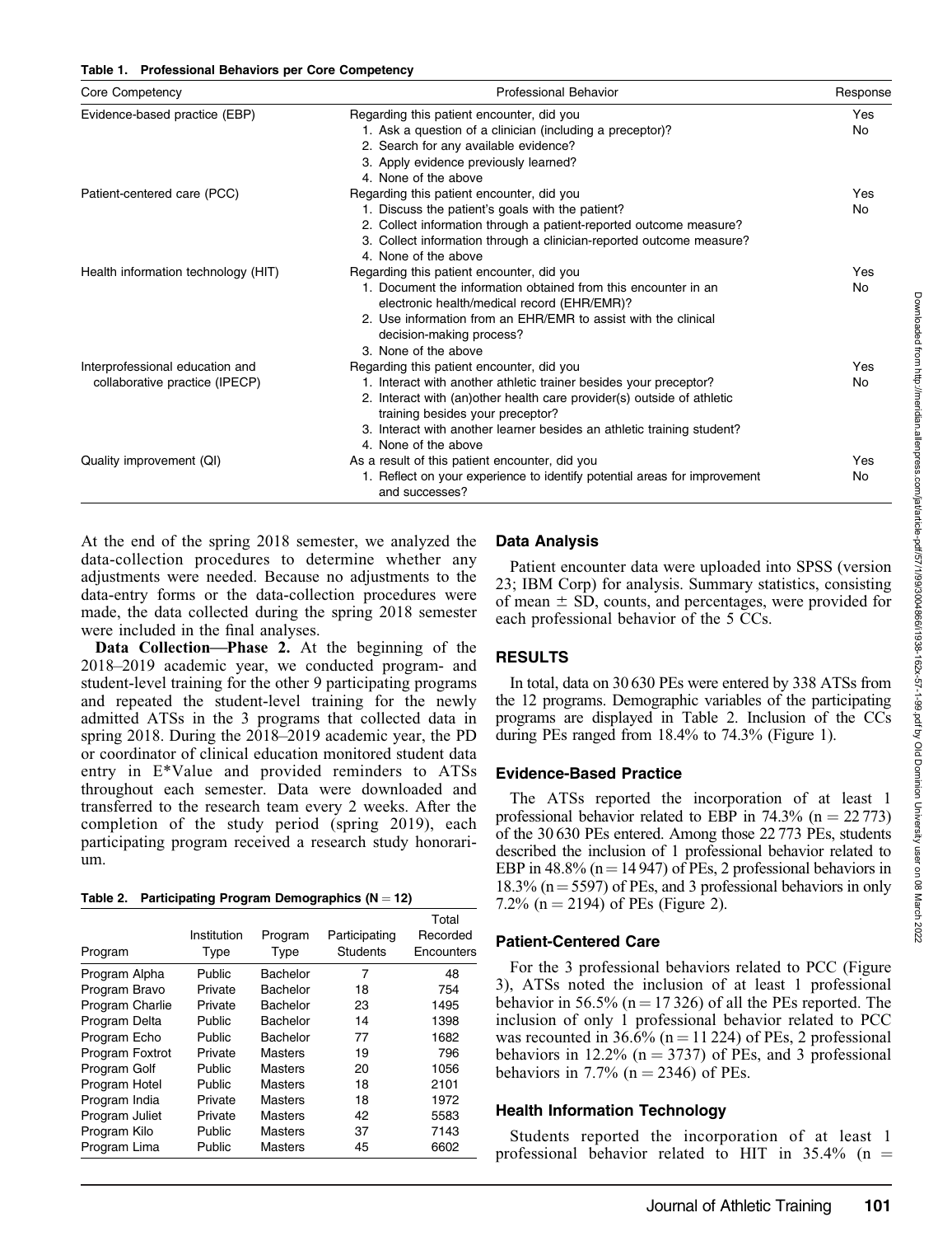**Table 1. Professional Behaviors per Core Competency**

| Core Competency | Professional Behavior | Response |
|---|---|---|
| Evidence-based practice (EBP) | Regarding this patient encounter, did you<br>1. Ask a question of a clinician (including a preceptor)?<br>2. Search for any available evidence?<br>3. Apply evidence previously learned?<br>4. None of the above | Yes<br>No |
| Patient-centered care (PCC) | Regarding this patient encounter, did you<br>1. Discuss the patient's goals with the patient?<br>2. Collect information through a patient-reported outcome measure?<br>3. Collect information through a clinician-reported outcome measure?<br>4. None of the above | Yes<br>No |
| Health information technology (HIT) | Regarding this patient encounter, did you<br>1. Document the information obtained from this encounter in an electronic health/medical record (EHR/EMR)?<br>2. Use information from an EHR/EMR to assist with the clinical decision-making process?<br>3. None of the above | Yes<br>No |
| Interprofessional education and collaborative practice (IPECP) | Regarding this patient encounter, did you<br>1. Interact with another athletic trainer besides your preceptor?<br>2. Interact with (an)other health care provider(s) outside of athletic training besides your preceptor?<br>3. Interact with another learner besides an athletic training student?<br>4. None of the above | Yes<br>No |
| Quality improvement (QI) | As a result of this patient encounter, did you<br>1. Reflect on your experience to identify potential areas for improvement and successes? | Yes<br>No |

At the end of the spring 2018 semester, we analyzed the data-collection procedures to determine whether any adjustments were needed. Because no adjustments to the data-entry forms or the data-collection procedures were made, the data collected during the spring 2018 semester were included in the final analyses.

**Data Collection—Phase 2.** At the beginning of the 2018–2019 academic year, we conducted program- and student-level training for the other 9 participating programs and repeated the student-level training for the newly admitted ATSs in the 3 programs that collected data in spring 2018. During the 2018–2019 academic year, the PD or coordinator of clinical education monitored student data entry in E*Value and provided reminders to ATSs throughout each semester. Data were downloaded and transferred to the research team every 2 weeks. After the completion of the study period (spring 2019), each participating program received a research study honorarium.

**Table 2. Participating Program Demographics (N = 12)**

| Program | Institution Type | Program Type | Participating Students | Total Recorded Encounters |
|---|---|---|---|---|
| Program Alpha | Public | Bachelor | 7 | 48 |
| Program Bravo | Private | Bachelor | 18 | 754 |
| Program Charlie | Private | Bachelor | 23 | 1495 |
| Program Delta | Public | Bachelor | 14 | 1398 |
| Program Echo | Public | Bachelor | 77 | 1682 |
| Program Foxtrot | Private | Masters | 19 | 796 |
| Program Golf | Public | Masters | 20 | 1056 |
| Program Hotel | Public | Masters | 18 | 2101 |
| Program India | Private | Masters | 18 | 1972 |
| Program Juliet | Private | Masters | 42 | 5583 |
| Program Kilo | Public | Masters | 37 | 7143 |
| Program Lima | Public | Masters | 45 | 6602 |

### Data Analysis

Patient encounter data were uploaded into SPSS (version 23; IBM Corp) for analysis. Summary statistics, consisting of mean ± SD, counts, and percentages, were provided for each professional behavior of the 5 CCs.

## RESULTS

In total, data on 30 630 PEs were entered by 338 ATSs from the 12 programs. Demographic variables of the participating programs are displayed in Table 2. Inclusion of the CCs during PEs ranged from 18.4% to 74.3% (Figure 1).

### Evidence-Based Practice

The ATSs reported the incorporation of at least 1 professional behavior related to EBP in 74.3% (n = 22 773) of the 30 630 PEs entered. Among those 22 773 PEs, students described the inclusion of 1 professional behavior related to EBP in 48.8% (n = 14 947) of PEs, 2 professional behaviors in 18.3% (n = 5597) of PEs, and 3 professional behaviors in only 7.2% (n = 2194) of PEs (Figure 2).

### Patient-Centered Care

For the 3 professional behaviors related to PCC (Figure 3), ATSs noted the inclusion of at least 1 professional behavior in 56.5% (n = 17 326) of all the PEs reported. The inclusion of only 1 professional behavior related to PCC was recounted in 36.6% (n = 11 224) of PEs, 2 professional behaviors in 12.2% (n = 3737) of PEs, and 3 professional behaviors in 7.7% (n = 2346) of PEs.

### Health Information Technology

Students reported the incorporation of at least 1 professional behavior related to HIT in 35.4% (n =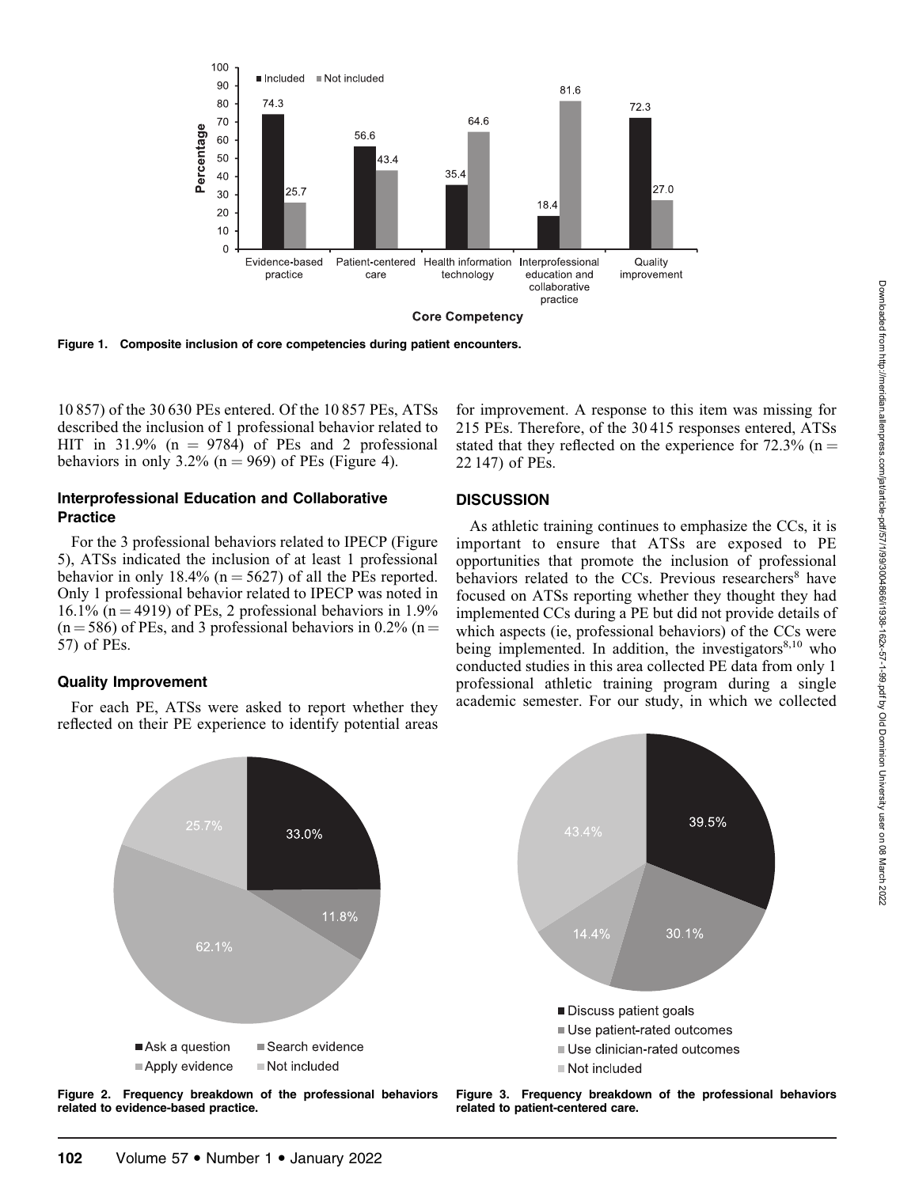Figure 1. Composite inclusion of core competencies during patient encounters.

10 857) of the 30 630 PEs entered. Of the 10 857 PEs, ATSs described the inclusion of 1 professional behavior related to HIT in 31.9% (n = 9784) of PEs and 2 professional behaviors in only 3.2% (n = 969) of PEs (Figure 4).

### Interprofessional Education and Collaborative Practice

For the 3 professional behaviors related to IPECP (Figure 5), ATSs indicated the inclusion of at least 1 professional behavior in only 18.4% (n = 5627) of all the PEs reported. Only 1 professional behavior related to IPECP was noted in 16.1% (n = 4919) of PEs, 2 professional behaviors in 1.9% (n = 586) of PEs, and 3 professional behaviors in 0.2% (n = 57) of PEs.

### Quality Improvement

For each PE, ATSs were asked to report whether they reflected on their PE experience to identify potential areas for improvement. A response to this item was missing for 215 PEs. Therefore, of the 30 415 responses entered, ATSs stated that they reflected on the experience for 72.3% (n = 22 147) of PEs.

## DISCUSSION

As athletic training continues to emphasize the CCs, it is important to ensure that ATSs are exposed to PE opportunities that promote the inclusion of professional behaviors related to the CCs. Previous researchers[8] have focused on ATSs reporting whether they thought they had implemented CCs during a PE but did not provide details of which aspects (ie, professional behaviors) of the CCs were being implemented. In addition, the investigators[8,10] who conducted studies in this area collected PE data from only 1 professional athletic training program during a single academic semester. For our study, in which we collected

Figure 2. Frequency breakdown of the professional behaviors related to evidence-based practice.

Figure 3. Frequency breakdown of the professional behaviors related to patient-centered care.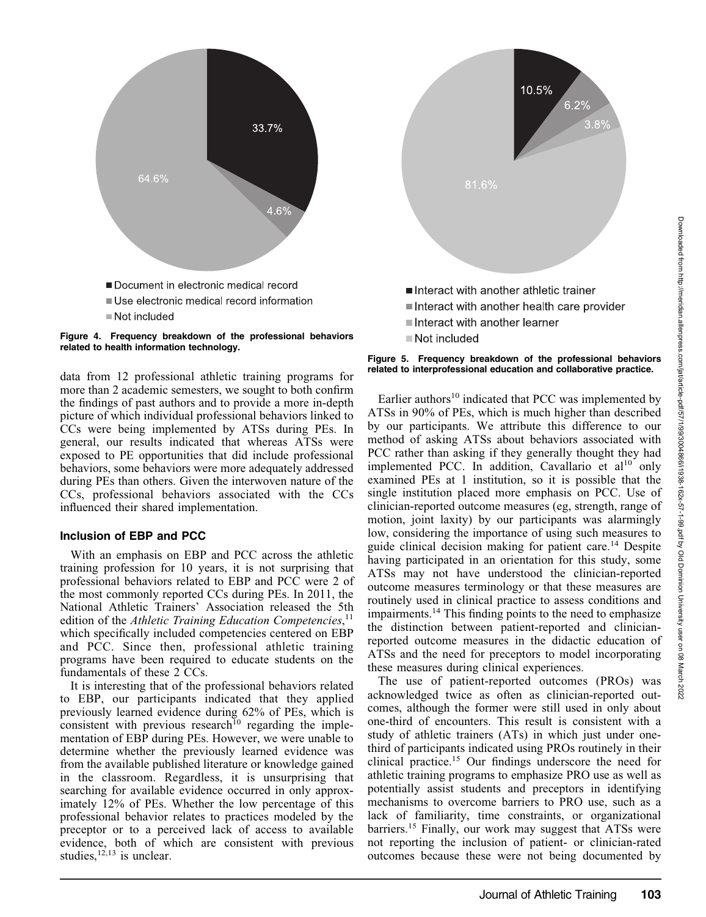Figure 4. Frequency breakdown of the professional behaviors related to health information technology.

Figure 5. Frequency breakdown of the professional behaviors related to interprofessional education and collaborative practice.

data from 12 professional athletic training programs for more than 2 academic semesters, we sought to both confirm the findings of past authors and to provide a more in-depth picture of which individual professional behaviors linked to CCs were being implemented by ATSs during PEs. In general, our results indicated that whereas ATSs were exposed to PE opportunities that did include professional behaviors, some behaviors were more adequately addressed during PEs than others. Given the interwoven nature of the CCs, professional behaviors associated with the CCs influenced their shared implementation.

### Inclusion of EBP and PCC

With an emphasis on EBP and PCC across the athletic training profession for 10 years, it is not surprising that professional behaviors related to EBP and PCC were 2 of the most commonly reported CCs during PEs. In 2011, the National Athletic Trainers' Association released the 5th edition of the *Athletic Training Education Competencies*,[11] which specifically included competencies centered on EBP and PCC. Since then, professional athletic training programs have been required to educate students on the fundamentals of these 2 CCs.

It is interesting that of the professional behaviors related to EBP, our participants indicated that they applied previously learned evidence during 62% of PEs, which is consistent with previous research[10] regarding the implementation of EBP during PEs. However, we were unable to determine whether the previously learned evidence was from the available published literature or knowledge gained in the classroom. Regardless, it is unsurprising that searching for available evidence occurred in only approximately 12% of PEs. Whether the low percentage of this professional behavior relates to practices modeled by the preceptor or to a perceived lack of access to available evidence, both of which are consistent with previous studies,[12,13] is unclear.

Earlier authors[10] indicated that PCC was implemented by ATSs in 90% of PEs, which is much higher than described by our participants. We attribute this difference to our method of asking ATSs about behaviors associated with PCC rather than asking if they generally thought they had implemented PCC. In addition, Cavallario et al[10] only examined PEs at 1 institution, so it is possible that the single institution placed more emphasis on PCC. Use of clinician-reported outcome measures (eg, strength, range of motion, joint laxity) by our participants was alarmingly low, considering the importance of using such measures to guide clinical decision making for patient care.[14] Despite having participated in an orientation for this study, some ATSs may not have understood the clinician-reported outcome measures terminology or that these measures are routinely used in clinical practice to assess conditions and impairments.[14] This finding points to the need to emphasize the distinction between patient-reported and clinician-reported outcome measures in the didactic education of ATSs and the need for preceptors to model incorporating these measures during clinical experiences.

The use of patient-reported outcomes (PROs) was acknowledged twice as often as clinician-reported outcomes, although the former were still used in only about one-third of encounters. This result is consistent with a study of athletic trainers (ATs) in which just under one-third of participants indicated using PROs routinely in their clinical practice.[15] Our findings underscore the need for athletic training programs to emphasize PRO use as well as potentially assist students and preceptors in identifying mechanisms to overcome barriers to PRO use, such as a lack of familiarity, time constraints, or organizational barriers.[15] Finally, our work may suggest that ATSs were not reporting the inclusion of patient- or clinician-rated outcomes because these were not being documented by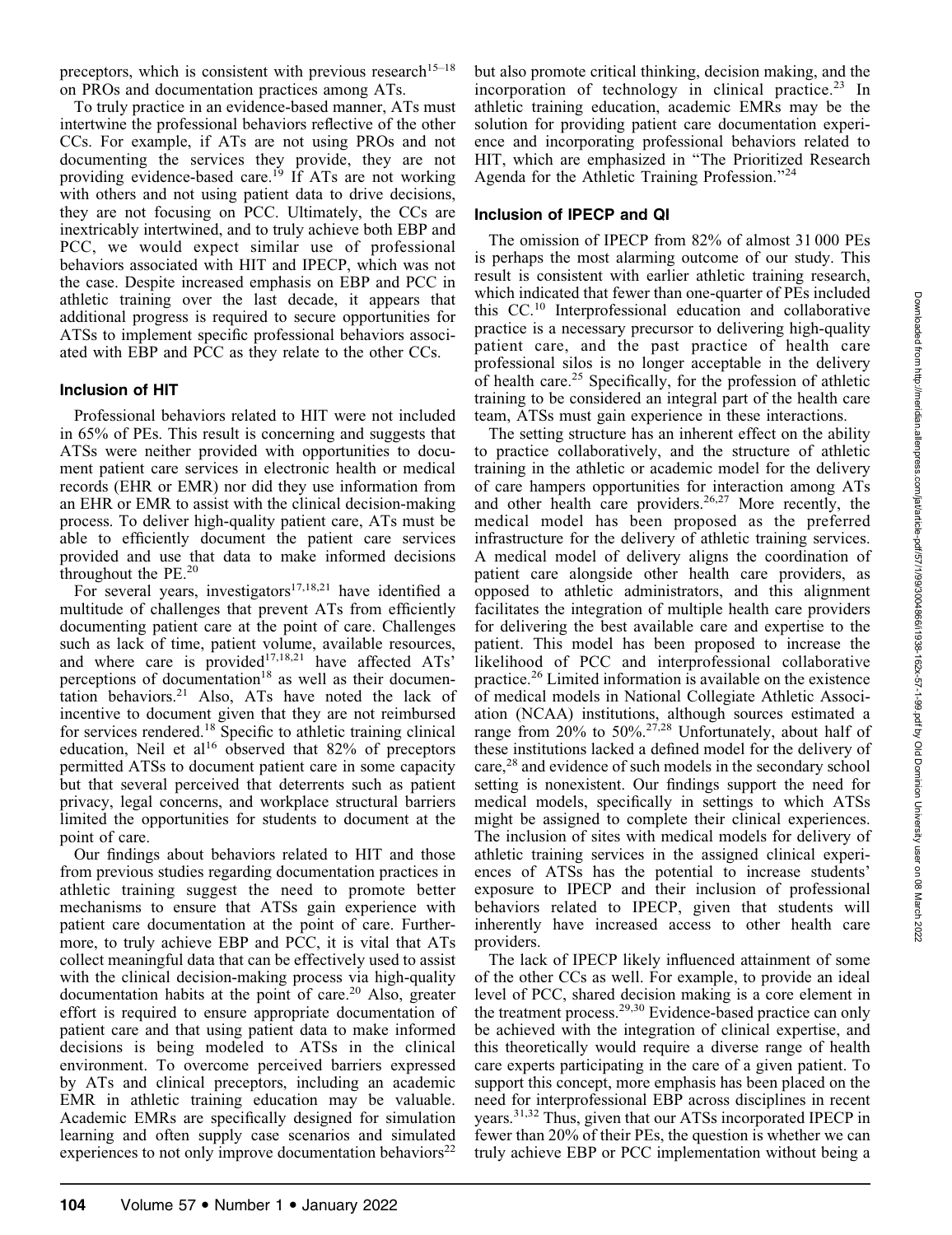preceptors, which is consistent with previous research[15–18] on PROs and documentation practices among ATs.

To truly practice in an evidence-based manner, ATs must intertwine the professional behaviors reflective of the other CCs. For example, if ATs are not using PROs and not documenting the services they provide, they are not providing evidence-based care.[19] If ATs are not working with others and not using patient data to drive decisions, they are not focusing on PCC. Ultimately, the CCs are inextricably intertwined, and to truly achieve both EBP and PCC, we would expect similar use of professional behaviors associated with HIT and IPECP, which was not the case. Despite increased emphasis on EBP and PCC in athletic training over the last decade, it appears that additional progress is required to secure opportunities for ATSs to implement specific professional behaviors associated with EBP and PCC as they relate to the other CCs.

### Inclusion of HIT

Professional behaviors related to HIT were not included in 65% of PEs. This result is concerning and suggests that ATSs were neither provided with opportunities to document patient care services in electronic health or medical records (EHR or EMR) nor did they use information from an EHR or EMR to assist with the clinical decision-making process. To deliver high-quality patient care, ATs must be able to efficiently document the patient care services provided and use that data to make informed decisions throughout the PE.[20]

For several years, investigators[17,18,21] have identified a multitude of challenges that prevent ATs from efficiently documenting patient care at the point of care. Challenges such as lack of time, patient volume, available resources, and where care is provided[17,18,21] have affected ATs' perceptions of documentation[18] as well as their documentation behaviors.[21] Also, ATs have noted the lack of incentive to document given that they are not reimbursed for services rendered.[18] Specific to athletic training clinical education, Neil et al[16] observed that 82% of preceptors permitted ATSs to document patient care in some capacity but that several perceived that deterrents such as patient privacy, legal concerns, and workplace structural barriers limited the opportunities for students to document at the point of care.

Our findings about behaviors related to HIT and those from previous studies regarding documentation practices in athletic training suggest the need to promote better mechanisms to ensure that ATSs gain experience with patient care documentation at the point of care. Furthermore, to truly achieve EBP and PCC, it is vital that ATs collect meaningful data that can be effectively used to assist with the clinical decision-making process via high-quality documentation habits at the point of care.[20] Also, greater effort is required to ensure appropriate documentation of patient care and that using patient data to make informed decisions is being modeled to ATSs in the clinical environment. To overcome perceived barriers expressed by ATs and clinical preceptors, including an academic EMR in athletic training education may be valuable. Academic EMRs are specifically designed for simulation learning and often supply case scenarios and simulated experiences to not only improve documentation behaviors[22] but also promote critical thinking, decision making, and the incorporation of technology in clinical practice.[23] In athletic training education, academic EMRs may be the solution for providing patient care documentation experience and incorporating professional behaviors related to HIT, which are emphasized in "The Prioritized Research Agenda for the Athletic Training Profession."[24]

### Inclusion of IPECP and QI

The omission of IPECP from 82% of almost 31 000 PEs is perhaps the most alarming outcome of our study. This result is consistent with earlier athletic training research, which indicated that fewer than one-quarter of PEs included this CC.[10] Interprofessional education and collaborative practice is a necessary precursor to delivering high-quality patient care, and the past practice of health care professional silos is no longer acceptable in the delivery of health care.[25] Specifically, for the profession of athletic training to be considered an integral part of the health care team, ATSs must gain experience in these interactions.

The setting structure has an inherent effect on the ability to practice collaboratively, and the structure of athletic training in the athletic or academic model for the delivery of care hampers opportunities for interaction among ATs and other health care providers.[26,27] More recently, the medical model has been proposed as the preferred infrastructure for the delivery of athletic training services. A medical model of delivery aligns the coordination of patient care alongside other health care providers, as opposed to athletic administrators, and this alignment facilitates the integration of multiple health care providers for delivering the best available care and expertise to the patient. This model has been proposed to increase the likelihood of PCC and interprofessional collaborative practice.[26] Limited information is available on the existence of medical models in National Collegiate Athletic Association (NCAA) institutions, although sources estimated a range from 20% to 50%.[27,28] Unfortunately, about half of these institutions lacked a defined model for the delivery of care,[28] and evidence of such models in the secondary school setting is nonexistent. Our findings support the need for medical models, specifically in settings to which ATSs might be assigned to complete their clinical experiences. The inclusion of sites with medical models for delivery of athletic training services in the assigned clinical experiences of ATSs has the potential to increase students' exposure to IPECP and their inclusion of professional behaviors related to IPECP, given that students will inherently have increased access to other health care providers.

The lack of IPECP likely influenced attainment of some of the other CCs as well. For example, to provide an ideal level of PCC, shared decision making is a core element in the treatment process.[29,30] Evidence-based practice can only be achieved with the integration of clinical expertise, and this theoretically would require a diverse range of health care experts participating in the care of a given patient. To support this concept, more emphasis has been placed on the need for interprofessional EBP across disciplines in recent years.[31,32] Thus, given that our ATSs incorporated IPECP in fewer than 20% of their PEs, the question is whether we can truly achieve EBP or PCC implementation without being a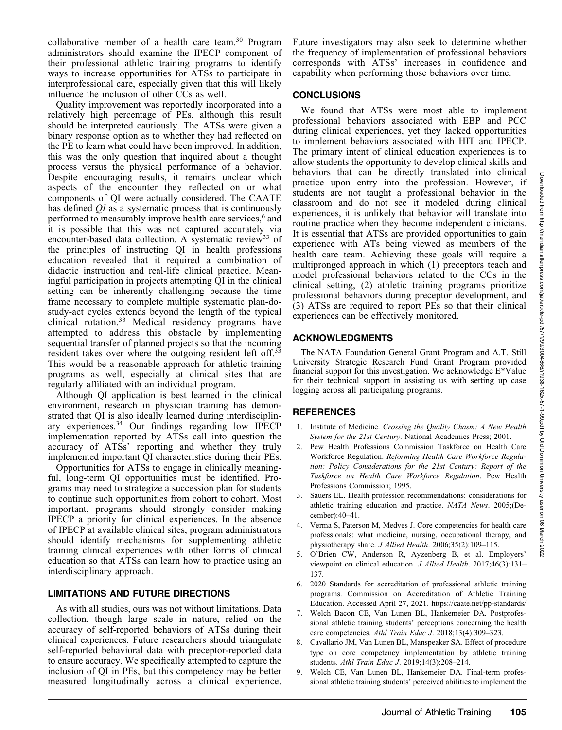collaborative member of a health care team.[30] Program administrators should examine the IPECP component of their professional athletic training programs to identify ways to increase opportunities for ATSs to participate in interprofessional care, especially given that this will likely influence the inclusion of other CCs as well.

Quality improvement was reportedly incorporated into a relatively high percentage of PEs, although this result should be interpreted cautiously. The ATSs were given a binary response option as to whether they had reflected on the PE to learn what could have been improved. In addition, this was the only question that inquired about a thought process versus the physical performance of a behavior. Despite encouraging results, it remains unclear which aspects of the encounter they reflected on or what components of QI were actually considered. The CAATE has defined *QI* as a systematic process that is continuously performed to measurably improve health care services,[6] and it is possible that this was not captured accurately via encounter-based data collection. A systematic review[33] of the principles of instructing QI in health professions education revealed that it required a combination of didactic instruction and real-life clinical practice. Meaningful participation in projects attempting QI in the clinical setting can be inherently challenging because the time frame necessary to complete multiple systematic plan-do-study-act cycles extends beyond the length of the typical clinical rotation.[33] Medical residency programs have attempted to address this obstacle by implementing sequential transfer of planned projects so that the incoming resident takes over where the outgoing resident left off.[33] This would be a reasonable approach for athletic training programs as well, especially at clinical sites that are regularly affiliated with an individual program.

Although QI application is best learned in the clinical environment, research in physician training has demonstrated that QI is also ideally learned during interdisciplinary experiences.[34] Our findings regarding low IPECP implementation reported by ATSs call into question the accuracy of ATSs' reporting and whether they truly implemented important QI characteristics during their PEs.

Opportunities for ATSs to engage in clinically meaningful, long-term QI opportunities must be identified. Programs may need to strategize a succession plan for students to continue such opportunities from cohort to cohort. Most important, programs should strongly consider making IPECP a priority for clinical experiences. In the absence of IPECP at available clinical sites, program administrators should identify mechanisms for supplementing athletic training clinical experiences with other forms of clinical education so that ATSs can learn how to practice using an interdisciplinary approach.

## LIMITATIONS AND FUTURE DIRECTIONS

As with all studies, ours was not without limitations. Data collection, though large scale in nature, relied on the accuracy of self-reported behaviors of ATSs during their clinical experiences. Future researchers should triangulate self-reported behavioral data with preceptor-reported data to ensure accuracy. We specifically attempted to capture the inclusion of QI in PEs, but this competency may be better measured longitudinally across a clinical experience. Future investigators may also seek to determine whether the frequency of implementation of professional behaviors corresponds with ATSs' increases in confidence and capability when performing those behaviors over time.

## CONCLUSIONS

We found that ATSs were most able to implement professional behaviors associated with EBP and PCC during clinical experiences, yet they lacked opportunities to implement behaviors associated with HIT and IPECP. The primary intent of clinical education experiences is to allow students the opportunity to develop clinical skills and behaviors that can be directly translated into clinical practice upon entry into the profession. However, if students are not taught a professional behavior in the classroom and do not see it modeled during clinical experiences, it is unlikely that behavior will translate into routine practice when they become independent clinicians. It is essential that ATSs are provided opportunities to gain experience with ATs being viewed as members of the health care team. Achieving these goals will require a multipronged approach in which (1) preceptors teach and model professional behaviors related to the CCs in the clinical setting, (2) athletic training programs prioritize professional behaviors during preceptor development, and (3) ATSs are required to report PEs so that their clinical experiences can be effectively monitored.

## ACKNOWLEDGMENTS

The NATA Foundation General Grant Program and A.T. Still University Strategic Research Fund Grant Program provided financial support for this investigation. We acknowledge E*Value for their technical support in assisting us with setting up case logging across all participating programs.

## REFERENCES

1. Institute of Medicine. *Crossing the Quality Chasm: A New Health System for the 21st Century*. National Academies Press; 2001.
2. Pew Health Professions Commission Taskforce on Health Care Workforce Regulation. *Reforming Health Care Workforce Regulation: Policy Considerations for the 21st Century: Report of the Taskforce on Health Care Workforce Regulation*. Pew Health Professions Commission; 1995.
3. Sauers EL. Health profession recommendations: considerations for athletic training education and practice. *NATA News*. 2005;(December):40–41.
4. Verma S, Paterson M, Medves J. Core competencies for health care professionals: what medicine, nursing, occupational therapy, and physiotherapy share. *J Allied Health*. 2006;35(2):109–115.
5. O'Brien CW, Anderson R, Ayzenberg B, et al. Employers' viewpoint on clinical education. *J Allied Health*. 2017;46(3):131–137.
6. 2020 Standards for accreditation of professional athletic training programs. Commission on Accreditation of Athletic Training Education. Accessed April 27, 2021. https://caate.net/pp-standards/
7. Welch Bacon CE, Van Lunen BL, Hankemeier DA. Postprofessional athletic training students' perceptions concerning the health care competencies. *Athl Train Educ J*. 2018;13(4):309–323.
8. Cavallario JM, Van Lunen BL, Manspeaker SA. Effect of procedure type on core competency implementation by athletic training students. *Athl Train Educ J*. 2019;14(3):208–214.
9. Welch CE, Van Lunen BL, Hankemeier DA. Final-term professional athletic training students' perceived abilities to implement the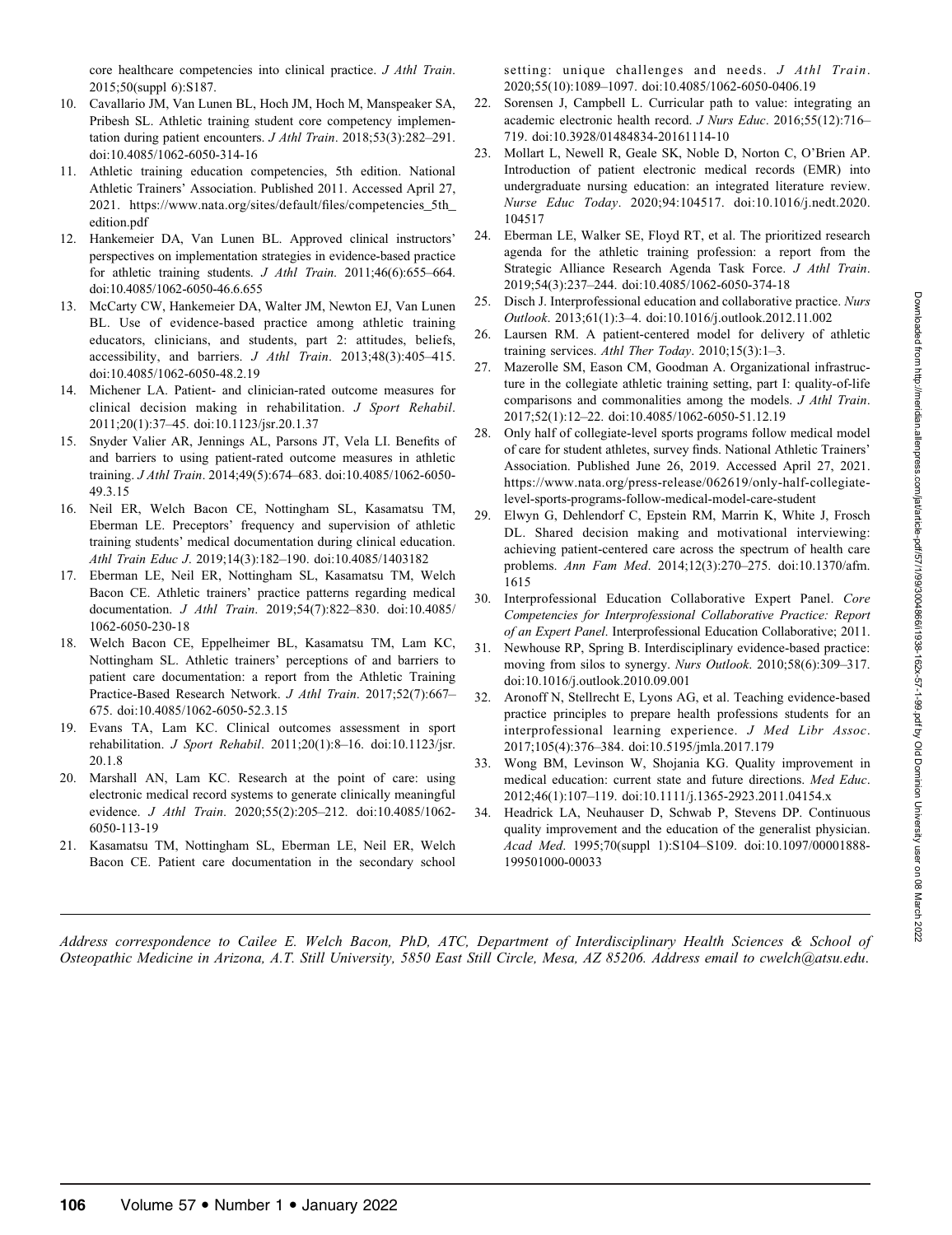core healthcare competencies into clinical practice. *J Athl Train*. 2015;50(suppl 6):S187.

10. Cavallario JM, Van Lunen BL, Hoch JM, Hoch M, Manspeaker SA, Pribesh SL. Athletic training student core competency implementation during patient encounters. *J Athl Train*. 2018;53(3):282–291. doi:10.4085/1062-6050-314-16
11. Athletic training education competencies, 5th edition. National Athletic Trainers' Association. Published 2011. Accessed April 27, 2021. https://www.nata.org/sites/default/files/competencies_5th_edition.pdf
12. Hankemeier DA, Van Lunen BL. Approved clinical instructors' perspectives on implementation strategies in evidence-based practice for athletic training students. *J Athl Train*. 2011;46(6):655–664. doi:10.4085/1062-6050-46.6.655
13. McCarty CW, Hankemeier DA, Walter JM, Newton EJ, Van Lunen BL. Use of evidence-based practice among athletic training educators, clinicians, and students, part 2: attitudes, beliefs, accessibility, and barriers. *J Athl Train*. 2013;48(3):405–415. doi:10.4085/1062-6050-48.2.19
14. Michener LA. Patient- and clinician-rated outcome measures for clinical decision making in rehabilitation. *J Sport Rehabil*. 2011;20(1):37–45. doi:10.1123/jsr.20.1.37
15. Snyder Valier AR, Jennings AL, Parsons JT, Vela LI. Benefits of and barriers to using patient-rated outcome measures in athletic training. *J Athl Train*. 2014;49(5):674–683. doi:10.4085/1062-6050-49.3.15
16. Neil ER, Welch Bacon CE, Nottingham SL, Kasamatsu TM, Eberman LE. Preceptors' frequency and supervision of athletic training students' medical documentation during clinical education. *Athl Train Educ J*. 2019;14(3):182–190. doi:10.4085/1403182
17. Eberman LE, Neil ER, Nottingham SL, Kasamatsu TM, Welch Bacon CE. Athletic trainers' practice patterns regarding medical documentation. *J Athl Train*. 2019;54(7):822–830. doi:10.4085/1062-6050-230-18
18. Welch Bacon CE, Eppelheimer BL, Kasamatsu TM, Lam KC, Nottingham SL. Athletic trainers' perceptions of and barriers to patient care documentation: a report from the Athletic Training Practice-Based Research Network. *J Athl Train*. 2017;52(7):667–675. doi:10.4085/1062-6050-52.3.15
19. Evans TA, Lam KC. Clinical outcomes assessment in sport rehabilitation. *J Sport Rehabil*. 2011;20(1):8–16. doi:10.1123/jsr.20.1.8
20. Marshall AN, Lam KC. Research at the point of care: using electronic medical record systems to generate clinically meaningful evidence. *J Athl Train*. 2020;55(2):205–212. doi:10.4085/1062-6050-113-19
21. Kasamatsu TM, Nottingham SL, Eberman LE, Neil ER, Welch Bacon CE. Patient care documentation in the secondary school setting: unique challenges and needs. *J Athl Train*. 2020;55(10):1089–1097. doi:10.4085/1062-6050-0406.19
22. Sorensen J, Campbell L. Curricular path to value: integrating an academic electronic health record. *J Nurs Educ*. 2016;55(12):716–719. doi:10.3928/01484834-20161114-10
23. Mollart L, Newell R, Geale SK, Noble D, Norton C, O'Brien AP. Introduction of patient electronic medical records (EMR) into undergraduate nursing education: an integrated literature review. *Nurse Educ Today*. 2020;94:104517. doi:10.1016/j.nedt.2020.104517
24. Eberman LE, Walker SE, Floyd RT, et al. The prioritized research agenda for the athletic training profession: a report from the Strategic Alliance Research Agenda Task Force. *J Athl Train*. 2019;54(3):237–244. doi:10.4085/1062-6050-374-18
25. Disch J. Interprofessional education and collaborative practice. *Nurs Outlook*. 2013;61(1):3–4. doi:10.1016/j.outlook.2012.11.002
26. Laursen RM. A patient-centered model for delivery of athletic training services. *Athl Ther Today*. 2010;15(3):1–3.
27. Mazerolle SM, Eason CM, Goodman A. Organizational infrastructure in the collegiate athletic training setting, part I: quality-of-life comparisons and commonalities among the models. *J Athl Train*. 2017;52(1):12–22. doi:10.4085/1062-6050-51.12.19
28. Only half of collegiate-level sports programs follow medical model of care for student athletes, survey finds. National Athletic Trainers' Association. Published June 26, 2019. Accessed April 27, 2021. https://www.nata.org/press-release/062619/only-half-collegiate-level-sports-programs-follow-medical-model-care-student
29. Elwyn G, Dehlendorf C, Epstein RM, Marrin K, White J, Frosch DL. Shared decision making and motivational interviewing: achieving patient-centered care across the spectrum of health care problems. *Ann Fam Med*. 2014;12(3):270–275. doi:10.1370/afm.1615
30. Interprofessional Education Collaborative Expert Panel. *Core Competencies for Interprofessional Collaborative Practice: Report of an Expert Panel*. Interprofessional Education Collaborative; 2011.
31. Newhouse RP, Spring B. Interdisciplinary evidence-based practice: moving from silos to synergy. *Nurs Outlook*. 2010;58(6):309–317. doi:10.1016/j.outlook.2010.09.001
32. Aronoff N, Stellrecht E, Lyons AG, et al. Teaching evidence-based practice principles to prepare health professions students for an interprofessional learning experience. *J Med Libr Assoc*. 2017;105(4):376–384. doi:10.5195/jmla.2017.179
33. Wong BM, Levinson W, Shojania KG. Quality improvement in medical education: current state and future directions. *Med Educ*. 2012;46(1):107–119. doi:10.1111/j.1365-2923.2011.04154.x
34. Headrick LA, Neuhauser D, Schwab P, Stevens DP. Continuous quality improvement and the education of the generalist physician. *Acad Med*. 1995;70(suppl 1):S104–S109. doi:10.1097/00001888-199501000-00033

---

*Address correspondence to Cailee E. Welch Bacon, PhD, ATC, Department of Interdisciplinary Health Sciences & School of Osteopathic Medicine in Arizona, A.T. Still University, 5850 East Still Circle, Mesa, AZ 85206. Address email to cwelch@atsu.edu.*